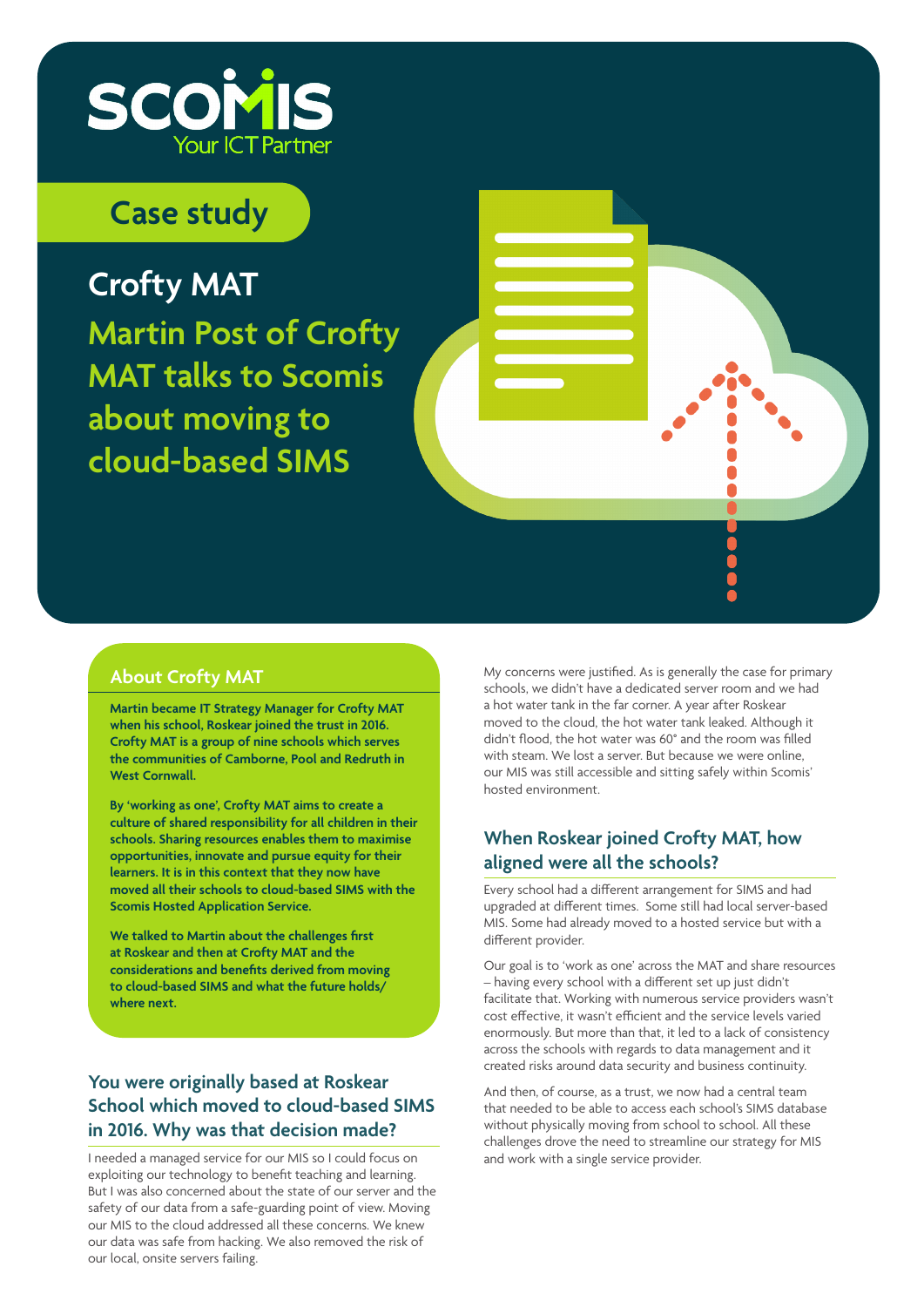SCOMIS

Your ICT Partner

# Case study

## Crofty MAT

## Martin Post of Crofty MAT talks to Scomis about moving to cloud-based SIMS

### About Crofty MAT

**Martin became IT Strategy Manager for Crofty MAT when his school, Roskear joined the trust in 2016. Crofty MAT is a group of nine schools which serves the communities of Camborne, Pool and Redruth in West Cornwall.**

**By 'working as one', Crofty MAT aims to create a culture of shared responsibility for all children in their schools. Sharing resources enables them to maximise opportunities, innovate and pursue equity for their learners. It is in this context that they now have moved all their schools to cloud-based SIMS with the Scomis Hosted Application Service.**

**We talked to Martin about the challenges first at Roskear and then at Crofty MAT and the considerations and benefits derived from moving to cloud-based SIMS and what the future holds/ where next.**

### You were originally based at Roskear School which moved to cloud-based SIMS in 2016. Why was that decision made?

I needed a managed service for our MIS so I could focus on exploiting our technology to benefit teaching and learning. But I was also concerned about the state of our server and the safety of our data from a safe-guarding point of view. Moving our MIS to the cloud addressed all these concerns. We knew our data was safe from hacking. We also removed the risk of our local, onsite servers failing.

My concerns were justified. As is generally the case for primary schools, we didn't have a dedicated server room and we had a hot water tank in the far corner. A year after Roskear moved to the cloud, the hot water tank leaked. Although it didn't flood, the hot water was 60° and the room was filled with steam. We lost a server. But because we were online, our MIS was still accessible and sitting safely within Scomis' hosted environment.

### When Roskear joined Crofty MAT, how aligned were all the schools?

Every school had a different arrangement for SIMS and had upgraded at different times. Some still had local server-based MIS. Some had already moved to a hosted service but with a different provider.

Our goal is to 'work as one' across the MAT and share resources – having every school with a different set up just didn't facilitate that. Working with numerous service providers wasn't cost effective, it wasn't efficient and the service levels varied enormously. But more than that, it led to a lack of consistency across the schools with regards to data management and it created risks around data security and business continuity.

And then, of course, as a trust, we now had a central team that needed to be able to access each school's SIMS database without physically moving from school to school. All these challenges drove the need to streamline our strategy for MIS and work with a single service provider.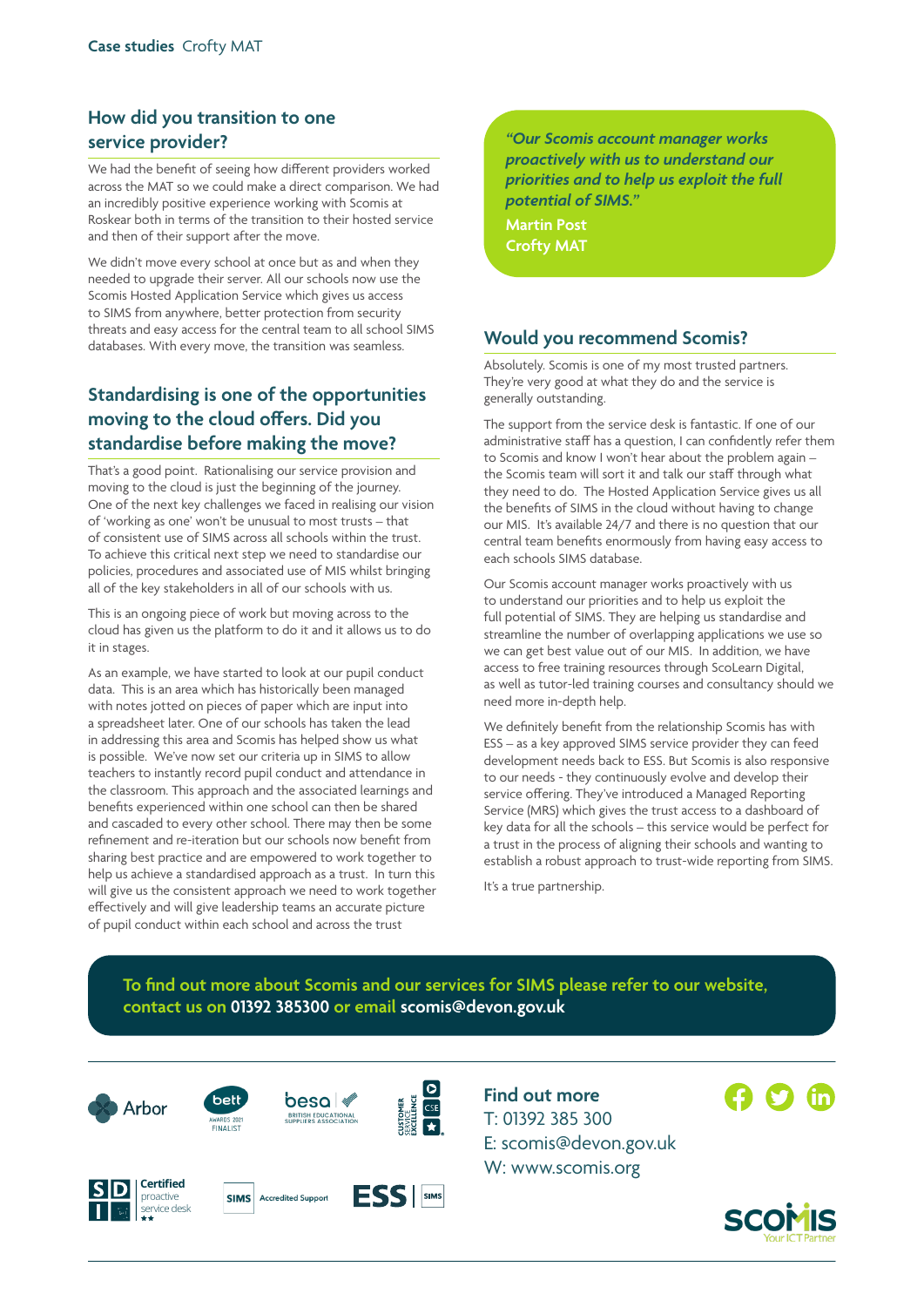## How did you transition to one service provider?

We had the benefit of seeing how different providers worked across the MAT so we could make a direct comparison. We had an incredibly positive experience working with Scomis at Roskear both in terms of the transition to their hosted service and then of their support after the move.

We didn't move every school at once but as and when they needed to upgrade their server. All our schools now use the Scomis Hosted Application Service which gives us access to SIMS from anywhere, better protection from security threats and easy access for the central team to all school SIMS databases. With every move, the transition was seamless.

## Standardising is one of the opportunities moving to the cloud offers. Did you standardise before making the move?

That's a good point. Rationalising our service provision and moving to the cloud is just the beginning of the journey. One of the next key challenges we faced in realising our vision of 'working as one' won't be unusual to most trusts – that of consistent use of SIMS across all schools within the trust. To achieve this critical next step we need to standardise our policies, procedures and associated use of MIS whilst bringing all of the key stakeholders in all of our schools with us.

This is an ongoing piece of work but moving across to the cloud has given us the platform to do it and it allows us to do it in stages.

As an example, we have started to look at our pupil conduct data. This is an area which has historically been managed with notes jotted on pieces of paper which are input into a spreadsheet later. One of our schools has taken the lead in addressing this area and Scomis has helped show us what is possible. We've now set our criteria up in SIMS to allow teachers to instantly record pupil conduct and attendance in the classroom. This approach and the associated learnings and benefits experienced within one school can then be shared and cascaded to every other school. There may then be some refinement and re-iteration but our schools now benefit from sharing best practice and are empowered to work together to help us achieve a standardised approach as a trust. In turn this will give us the consistent approach we need to work together effectively and will give leadership teams an accurate picture of pupil conduct within each school and across the trust

> ***"Our Scomis account manager works proactively with us to understand our priorities and to help us exploit the full potential of SIMS."***
>
> **Martin Post**
> **Crofty MAT**

## Would you recommend Scomis?

Absolutely. Scomis is one of my most trusted partners. They're very good at what they do and the service is generally outstanding.

The support from the service desk is fantastic. If one of our administrative staff has a question, I can confidently refer them to Scomis and know I won't hear about the problem again – the Scomis team will sort it and talk our staff through what they need to do. The Hosted Application Service gives us all the benefits of SIMS in the cloud without having to change our MIS. It's available 24/7 and there is no question that our central team benefits enormously from having easy access to each schools SIMS database.

Our Scomis account manager works proactively with us to understand our priorities and to help us exploit the full potential of SIMS. They are helping us standardise and streamline the number of overlapping applications we use so we can get best value out of our MIS. In addition, we have access to free training resources through ScoLearn Digital, as well as tutor-led training courses and consultancy should we need more in-depth help.

We definitely benefit from the relationship Scomis has with ESS – as a key approved SIMS service provider they can feed development needs back to ESS. But Scomis is also responsive to our needs - they continuously evolve and develop their service offering. They've introduced a Managed Reporting Service (MRS) which gives the trust access to a dashboard of key data for all the schools – this service would be perfect for a trust in the process of aligning their schools and wanting to establish a robust approach to trust-wide reporting from SIMS.

It's a true partnership.

**To find out more about Scomis and our services for SIMS please refer to our website, contact us on 01392 385300 or email scomis@devon.gov.uk**

Arbor

bett AWARDS 2021 FINALIST

besa BRITISH EDUCATIONAL SUPPLIERS ASSOCIATION

CUSTOMER SERVICE EXCELLENCE

SDI Certified proactive service desk

SIMS Accredited Support

ESS SIMS

### Find out more

T: 01392 385 300

E: scomis@devon.gov.uk

W: www.scomis.org

SCOMIS Your ICT Partner